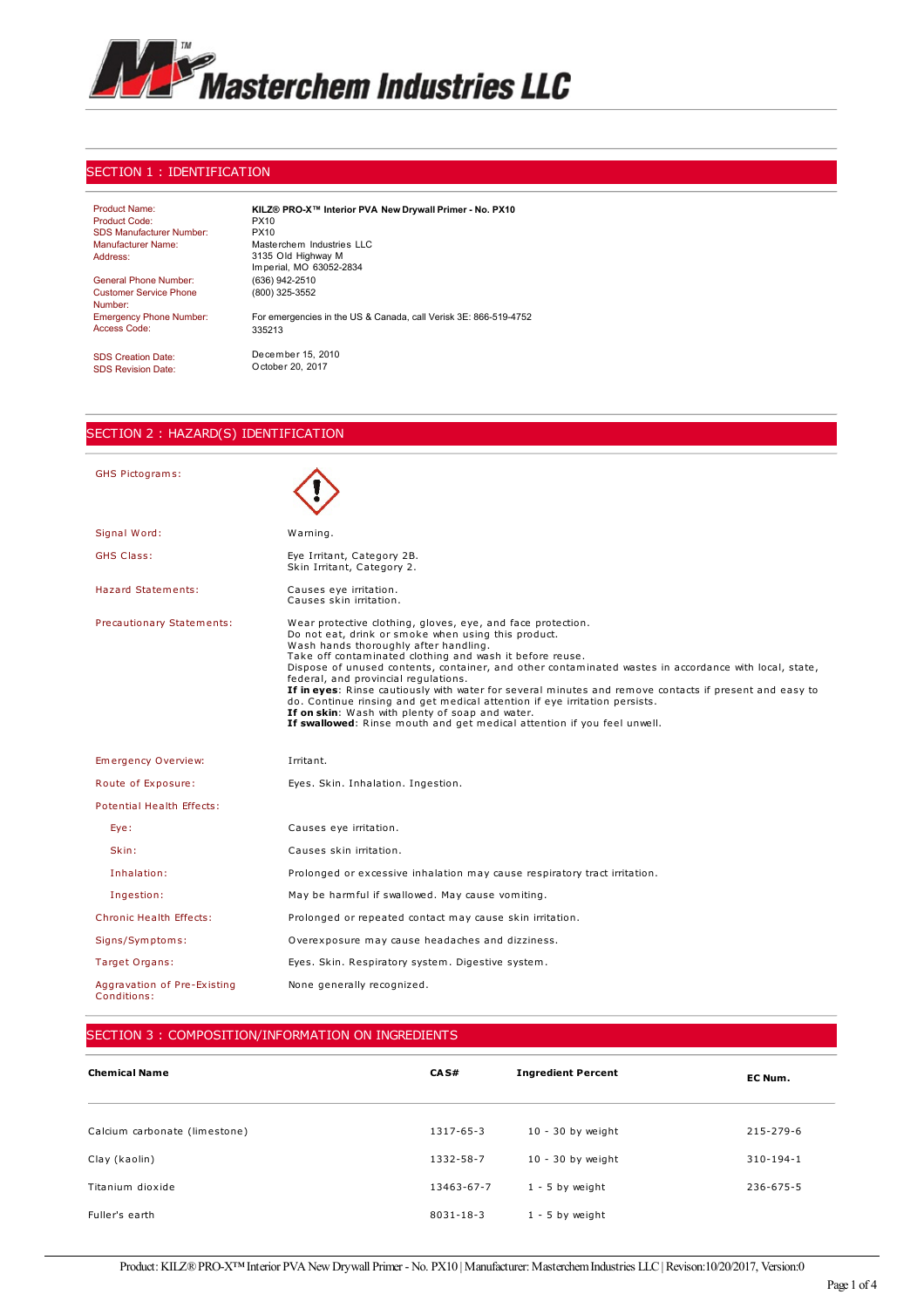# Masterchem Industries LLC

## SECTION 1 : IDENTIFICATION

| | |
|---|---|
| Product Name: | **KILZ® PRO-X™ Interior PVA New Drywall Primer - No. PX10** |
| Product Code: | PX10 |
| SDS Manufacturer Number: | PX10 |
| Manufacturer Name: | Masterchem Industries LLC |
| Address: | 3135 Old Highway M<br>Imperial, MO 63052-2834 |
| General Phone Number: | (636) 942-2510 |
| Customer Service Phone Number: | (800) 325-3552 |
| Emergency Phone Number: | For emergencies in the US & Canada, call Verisk 3E: 866-519-4752 |
| Access Code: | 335213 |
| SDS Creation Date: | December 15, 2010 |
| SDS Revision Date: | October 20, 2017 |

## SECTION 2 : HAZARD(S) IDENTIFICATION

| | |
|---|---|
| GHS Pictograms: | |
| Signal Word: | Warning. |
| GHS Class: | Eye Irritant, Category 2B.<br>Skin Irritant, Category 2. |
| Hazard Statements: | Causes eye irritation.<br>Causes skin irritation. |
| Precautionary Statements: | Wear protective clothing, gloves, eye, and face protection.<br>Do not eat, drink or smoke when using this product.<br>Wash hands thoroughly after handling.<br>Take off contaminated clothing and wash it before reuse.<br>Dispose of unused contents, container, and other contaminated wastes in accordance with local, state, federal, and provincial regulations.<br>**If in eyes**: Rinse cautiously with water for several minutes and remove contacts if present and easy to do. Continue rinsing and get medical attention if eye irritation persists.<br>**If on skin**: Wash with plenty of soap and water.<br>**If swallowed**: Rinse mouth and get medical attention if you feel unwell. |
| Emergency Overview: | Irritant. |
| Route of Exposure: | Eyes. Skin. Inhalation. Ingestion. |
| Potential Health Effects: | |
| Eye: | Causes eye irritation. |
| Skin: | Causes skin irritation. |
| Inhalation: | Prolonged or excessive inhalation may cause respiratory tract irritation. |
| Ingestion: | May be harmful if swallowed. May cause vomiting. |
| Chronic Health Effects: | Prolonged or repeated contact may cause skin irritation. |
| Signs/Symptoms: | Overexposure may cause headaches and dizziness. |
| Target Organs: | Eyes. Skin. Respiratory system. Digestive system. |
| Aggravation of Pre-Existing Conditions: | None generally recognized. |

## SECTION 3 : COMPOSITION/INFORMATION ON INGREDIENTS

| Chemical Name | CAS# | Ingredient Percent | EC Num. |
|---|---|---|---|
| Calcium carbonate (limestone) | 1317-65-3 | 10 - 30 by weight | 215-279-6 |
| Clay (kaolin) | 1332-58-7 | 10 - 30 by weight | 310-194-1 |
| Titanium dioxide | 13463-67-7 | 1 - 5 by weight | 236-675-5 |
| Fuller's earth | 8031-18-3 | 1 - 5 by weight | |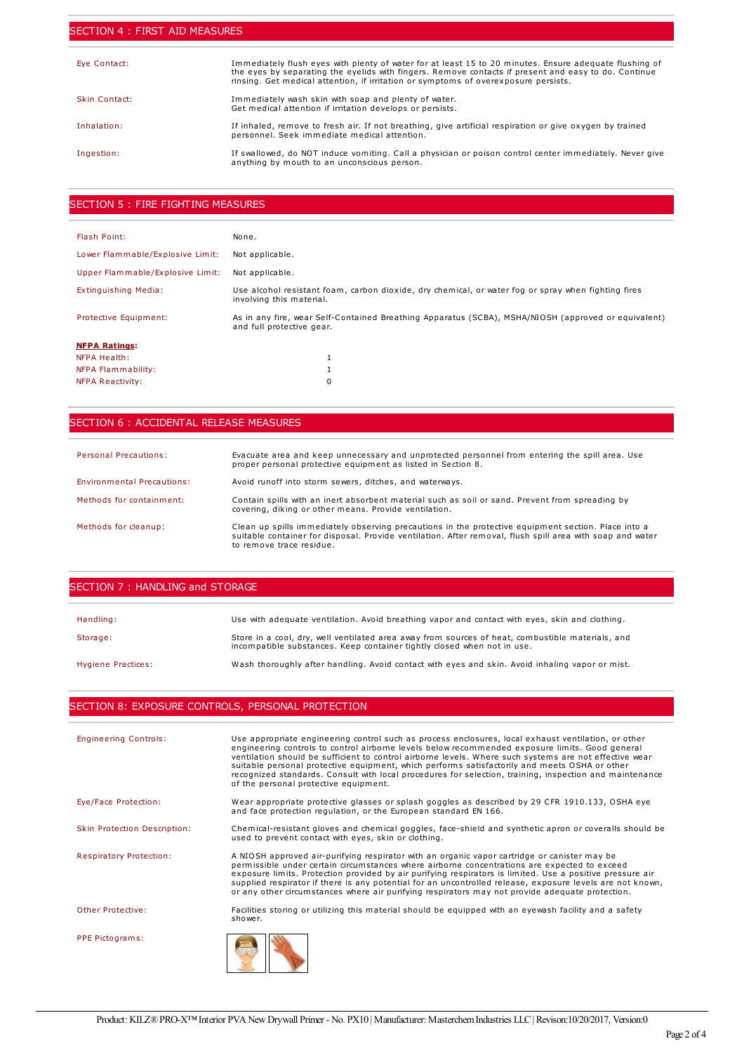## SECTION 4 : FIRST AID MEASURES

| | |
|---|---|
| Eye Contact: | Immediately flush eyes with plenty of water for at least 15 to 20 minutes. Ensure adequate flushing of the eyes by separating the eyelids with fingers. Remove contacts if present and easy to do. Continue rinsing. Get medical attention, if irritation or symptoms of overexposure persists. |
| Skin Contact: | Immediately wash skin with soap and plenty of water. Get medical attention if irritation develops or persists. |
| Inhalation: | If inhaled, remove to fresh air. If not breathing, give artificial respiration or give oxygen by trained personnel. Seek immediate medical attention. |
| Ingestion: | If swallowed, do NOT induce vomiting. Call a physician or poison control center immediately. Never give anything by mouth to an unconscious person. |

## SECTION 5 : FIRE FIGHTING MEASURES

| | |
|---|---|
| Flash Point: | None. |
| Lower Flammable/Explosive Limit: | Not applicable. |
| Upper Flammable/Explosive Limit: | Not applicable. |
| Extinguishing Media: | Use alcohol resistant foam, carbon dioxide, dry chemical, or water fog or spray when fighting fires involving this material. |
| Protective Equipment: | As in any fire, wear Self-Contained Breathing Apparatus (SCBA), MSHA/NIOSH (approved or equivalent) and full protective gear. |

**NFPA Ratings:**

| | |
|---|---|
| NFPA Health: | 1 |
| NFPA Flammability: | 1 |
| NFPA Reactivity: | 0 |

## SECTION 6 : ACCIDENTAL RELEASE MEASURES

| | |
|---|---|
| Personal Precautions: | Evacuate area and keep unnecessary and unprotected personnel from entering the spill area. Use proper personal protective equipment as listed in Section 8. |
| Environmental Precautions: | Avoid runoff into storm sewers, ditches, and waterways. |
| Methods for containment: | Contain spills with an inert absorbent material such as soil or sand. Prevent from spreading by covering, diking or other means. Provide ventilation. |
| Methods for cleanup: | Clean up spills immediately observing precautions in the protective equipment section. Place into a suitable container for disposal. Provide ventilation. After removal, flush spill area with soap and water to remove trace residue. |

## SECTION 7 : HANDLING and STORAGE

| | |
|---|---|
| Handling: | Use with adequate ventilation. Avoid breathing vapor and contact with eyes, skin and clothing. |
| Storage: | Store in a cool, dry, well ventilated area away from sources of heat, combustible materials, and incompatible substances. Keep container tightly closed when not in use. |
| Hygiene Practices: | Wash thoroughly after handling. Avoid contact with eyes and skin. Avoid inhaling vapor or mist. |

## SECTION 8: EXPOSURE CONTROLS, PERSONAL PROTECTION

| | |
|---|---|
| Engineering Controls: | Use appropriate engineering control such as process enclosures, local exhaust ventilation, or other engineering controls to control airborne levels below recommended exposure limits. Good general ventilation should be sufficient to control airborne levels. Where such systems are not effective wear suitable personal protective equipment, which performs satisfactorily and meets OSHA or other recognized standards. Consult with local procedures for selection, training, inspection and maintenance of the personal protective equipment. |
| Eye/Face Protection: | Wear appropriate protective glasses or splash goggles as described by 29 CFR 1910.133, OSHA eye and face protection regulation, or the European standard EN 166. |
| Skin Protection Description: | Chemical-resistant gloves and chemical goggles, face-shield and synthetic apron or coveralls should be used to prevent contact with eyes, skin or clothing. |
| Respiratory Protection: | A NIOSH approved air-purifying respirator with an organic vapor cartridge or canister may be permissible under certain circumstances where airborne concentrations are expected to exceed exposure limits. Protection provided by air purifying respirators is limited. Use a positive pressure air supplied respirator if there is any potential for an uncontrolled release, exposure levels are not known, or any other circumstances where air purifying respirators may not provide adequate protection. |
| Other Protective: | Facilities storing or utilizing this material should be equipped with an eyewash facility and a safety shower. |
| PPE Pictograms: | |

Product: KILZ® PRO-X™ Interior PVA New Drywall Primer - No. PX10 | Manufacturer: Masterchem Industries LLC | Revison:10/20/2017, Version:0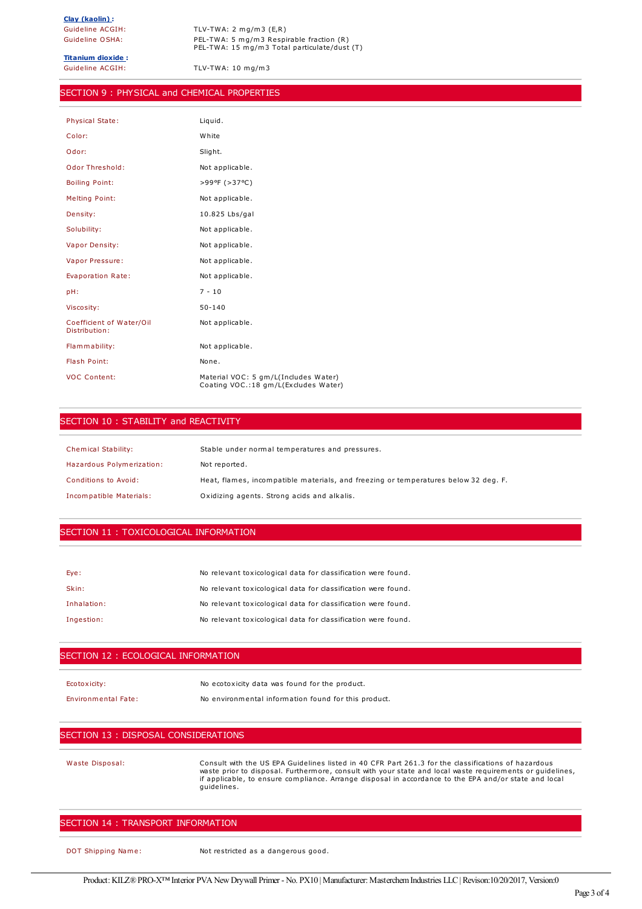**Clay (kaolin) :**

| | |
|---|---|
| Guideline ACGIH: | TLV-TWA: 2 mg/m3 (E,R) |
| Guideline OSHA: | PEL-TWA: 5 mg/m3 Respirable fraction (R)<br>PEL-TWA: 15 mg/m3 Total particulate/dust (T) |

**Titanium dioxide :**

| | |
|---|---|
| Guideline ACGIH: | TLV-TWA: 10 mg/m3 |

## SECTION 9 : PHYSICAL and CHEMICAL PROPERTIES

| | |
|---|---|
| Physical State: | Liquid. |
| Color: | White |
| Odor: | Slight. |
| Odor Threshold: | Not applicable. |
| Boiling Point: | >99°F (>37°C) |
| Melting Point: | Not applicable. |
| Density: | 10.825 Lbs/gal |
| Solubility: | Not applicable. |
| Vapor Density: | Not applicable. |
| Vapor Pressure: | Not applicable. |
| Evaporation Rate: | Not applicable. |
| pH: | 7 - 10 |
| Viscosity: | 50-140 |
| Coefficient of Water/Oil Distribution: | Not applicable. |
| Flammability: | Not applicable. |
| Flash Point: | None. |
| VOC Content: | Material VOC: 5 gm/L(Includes Water)<br>Coating VOC.:18 gm/L(Excludes Water) |

## SECTION 10 : STABILITY and REACTIVITY

| | |
|---|---|
| Chemical Stability: | Stable under normal temperatures and pressures. |
| Hazardous Polymerization: | Not reported. |
| Conditions to Avoid: | Heat, flames, incompatible materials, and freezing or temperatures below 32 deg. F. |
| Incompatible Materials: | Oxidizing agents. Strong acids and alkalis. |

## SECTION 11 : TOXICOLOGICAL INFORMATION

| | |
|---|---|
| Eye: | No relevant toxicological data for classification were found. |
| Skin: | No relevant toxicological data for classification were found. |
| Inhalation: | No relevant toxicological data for classification were found. |
| Ingestion: | No relevant toxicological data for classification were found. |

## SECTION 12 : ECOLOGICAL INFORMATION

| | |
|---|---|
| Ecotoxicity: | No ecotoxicity data was found for the product. |
| Environmental Fate: | No environmental information found for this product. |

## SECTION 13 : DISPOSAL CONSIDERATIONS

| | |
|---|---|
| Waste Disposal: | Consult with the US EPA Guidelines listed in 40 CFR Part 261.3 for the classifications of hazardous waste prior to disposal. Furthermore, consult with your state and local waste requirements or guidelines, if applicable, to ensure compliance. Arrange disposal in accordance to the EPA and/or state and local guidelines. |

## SECTION 14 : TRANSPORT INFORMATION

| | |
|---|---|
| DOT Shipping Name: | Not restricted as a dangerous good. |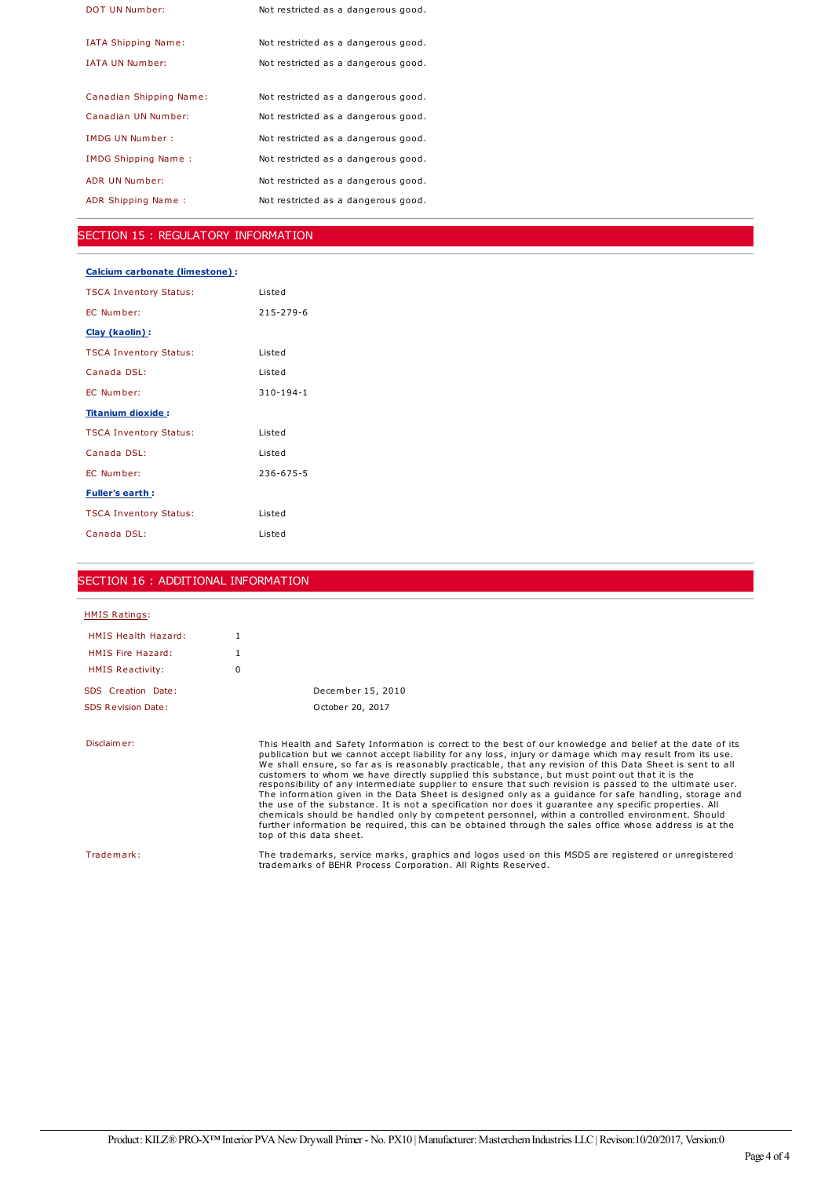| | |
|---|---|
| DOT UN Number: | Not restricted as a dangerous good. |
| IATA Shipping Name: | Not restricted as a dangerous good. |
| IATA UN Number: | Not restricted as a dangerous good. |
| Canadian Shipping Name: | Not restricted as a dangerous good. |
| Canadian UN Number: | Not restricted as a dangerous good. |
| IMDG UN Number : | Not restricted as a dangerous good. |
| IMDG Shipping Name : | Not restricted as a dangerous good. |
| ADR UN Number: | Not restricted as a dangerous good. |
| ADR Shipping Name : | Not restricted as a dangerous good. |

## SECTION 15 : REGULATORY INFORMATION

**Calcium carbonate (limestone) :**

| | |
|---|---|
| TSCA Inventory Status: | Listed |
| EC Number: | 215-279-6 |

**Clay (kaolin) :**

| | |
|---|---|
| TSCA Inventory Status: | Listed |
| Canada DSL: | Listed |
| EC Number: | 310-194-1 |

**Titanium dioxide :**

| | |
|---|---|
| TSCA Inventory Status: | Listed |
| Canada DSL: | Listed |
| EC Number: | 236-675-5 |

**Fuller's earth :**

| | |
|---|---|
| TSCA Inventory Status: | Listed |
| Canada DSL: | Listed |

## SECTION 16 : ADDITIONAL INFORMATION

HMIS Ratings:

| | |
|---|---|
| HMIS Health Hazard: | 1 |
| HMIS Fire Hazard: | 1 |
| HMIS Reactivity: | 0 |

| | |
|---|---|
| SDS Creation Date: | December 15, 2010 |
| SDS Revision Date: | October 20, 2017 |

**Disclaimer:** This Health and Safety Information is correct to the best of our knowledge and belief at the date of its publication but we cannot accept liability for any loss, injury or damage which may result from its use. We shall ensure, so far as is reasonably practicable, that any revision of this Data Sheet is sent to all customers to whom we have directly supplied this substance, but must point out that it is the responsibility of any intermediate supplier to ensure that such revision is passed to the ultimate user. The information given in the Data Sheet is designed only as a guidance for safe handling, storage and the use of the substance. It is not a specification nor does it guarantee any specific properties. All chemicals should be handled only by competent personnel, within a controlled environment. Should further information be required, this can be obtained through the sales office whose address is at the top of this data sheet.

**Trademark:** The trademarks, service marks, graphics and logos used on this MSDS are registered or unregistered trademarks of BEHR Process Corporation. All Rights Reserved.